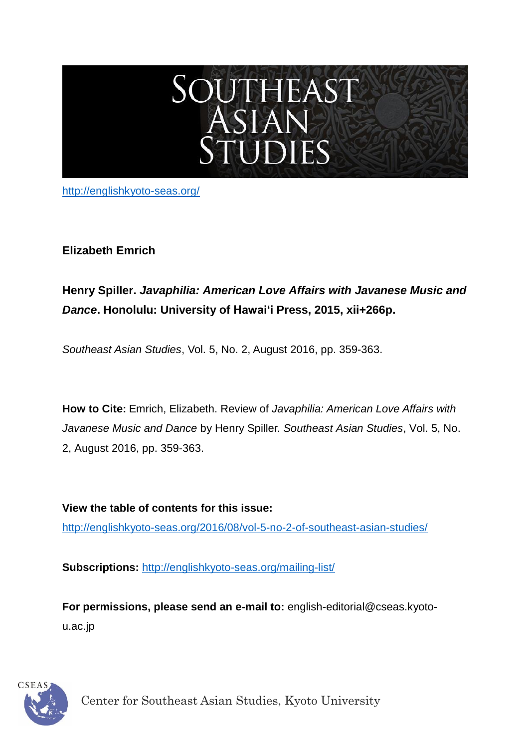# Southeast Asian Studies

http://englishkyoto-seas.org/

**Elizabeth Emrich**

**Henry Spiller. *Javaphilia: American Love Affairs with Javanese Music and Dance*. Honolulu: University of Hawai'i Press, 2015, xii+266p.**

*Southeast Asian Studies*, Vol. 5, No. 2, August 2016, pp. 359-363.

**How to Cite:** Emrich, Elizabeth. Review of *Javaphilia: American Love Affairs with Javanese Music and Dance* by Henry Spiller. *Southeast Asian Studies*, Vol. 5, No. 2, August 2016, pp. 359-363.

**View the table of contents for this issue:**
http://englishkyoto-seas.org/2016/08/vol-5-no-2-of-southeast-asian-studies/

**Subscriptions:** http://englishkyoto-seas.org/mailing-list/

**For permissions, please send an e-mail to:** english-editorial@cseas.kyoto-u.ac.jp

Center for Southeast Asian Studies, Kyoto University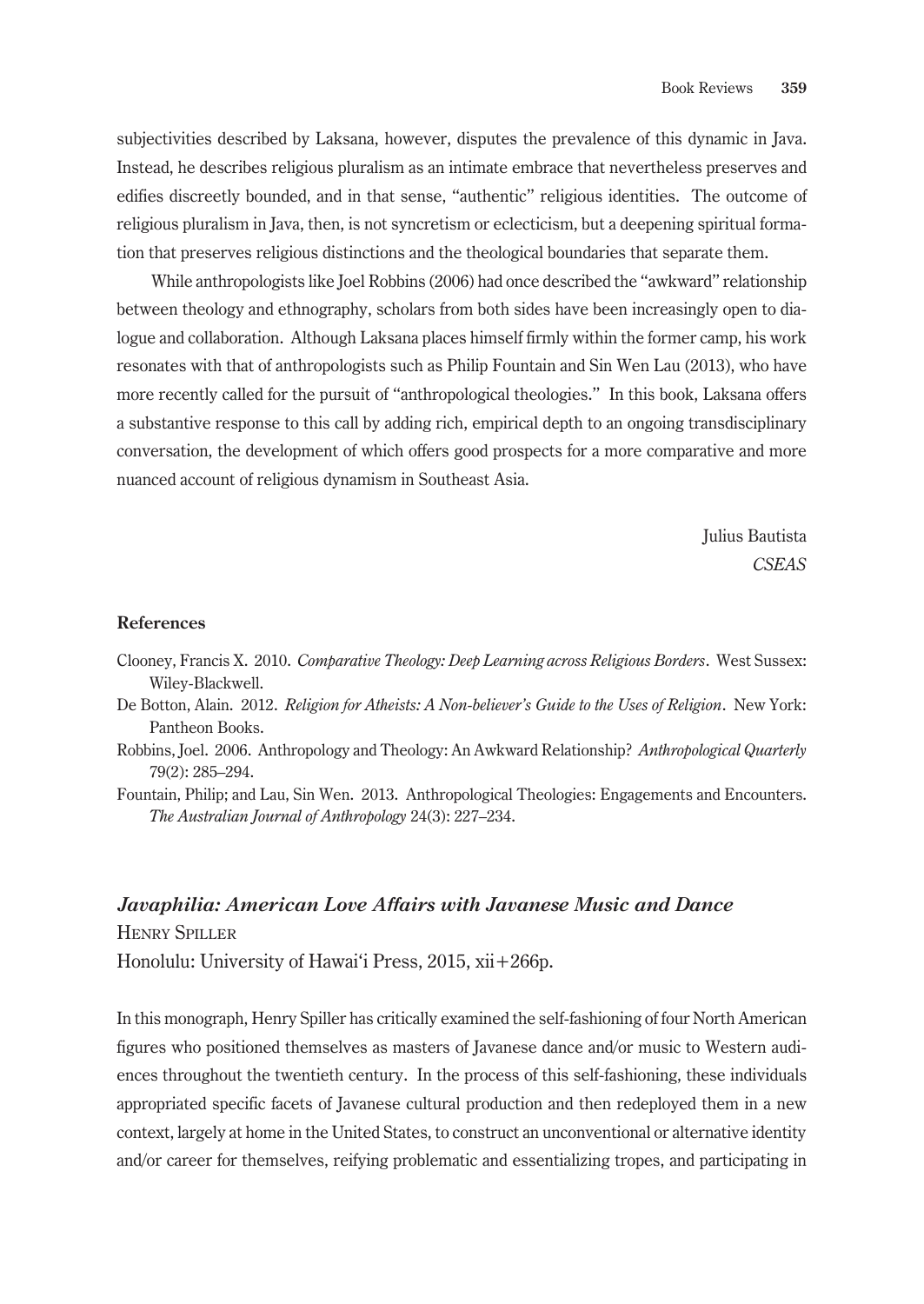subjectivities described by Laksana, however, disputes the prevalence of this dynamic in Java. Instead, he describes religious pluralism as an intimate embrace that nevertheless preserves and edifies discreetly bounded, and in that sense, "authentic" religious identities. The outcome of religious pluralism in Java, then, is not syncretism or eclecticism, but a deepening spiritual formation that preserves religious distinctions and the theological boundaries that separate them.

While anthropologists like Joel Robbins (2006) had once described the "awkward" relationship between theology and ethnography, scholars from both sides have been increasingly open to dialogue and collaboration. Although Laksana places himself firmly within the former camp, his work resonates with that of anthropologists such as Philip Fountain and Sin Wen Lau (2013), who have more recently called for the pursuit of "anthropological theologies." In this book, Laksana offers a substantive response to this call by adding rich, empirical depth to an ongoing transdisciplinary conversation, the development of which offers good prospects for a more comparative and more nuanced account of religious dynamism in Southeast Asia.

Julius Bautista
*CSEAS*

## References

Clooney, Francis X. 2010. *Comparative Theology: Deep Learning across Religious Borders*. West Sussex: Wiley-Blackwell.

De Botton, Alain. 2012. *Religion for Atheists: A Non-believer's Guide to the Uses of Religion*. New York: Pantheon Books.

Robbins, Joel. 2006. Anthropology and Theology: An Awkward Relationship? *Anthropological Quarterly* 79(2): 285–294.

Fountain, Philip; and Lau, Sin Wen. 2013. Anthropological Theologies: Engagements and Encounters. *The Australian Journal of Anthropology* 24(3): 227–234.

## *Javaphilia: American Love Affairs with Javanese Music and Dance*

Henry Spiller

Honolulu: University of Hawai'i Press, 2015, xii+266p.

In this monograph, Henry Spiller has critically examined the self-fashioning of four North American figures who positioned themselves as masters of Javanese dance and/or music to Western audiences throughout the twentieth century. In the process of this self-fashioning, these individuals appropriated specific facets of Javanese cultural production and then redeployed them in a new context, largely at home in the United States, to construct an unconventional or alternative identity and/or career for themselves, reifying problematic and essentializing tropes, and participating in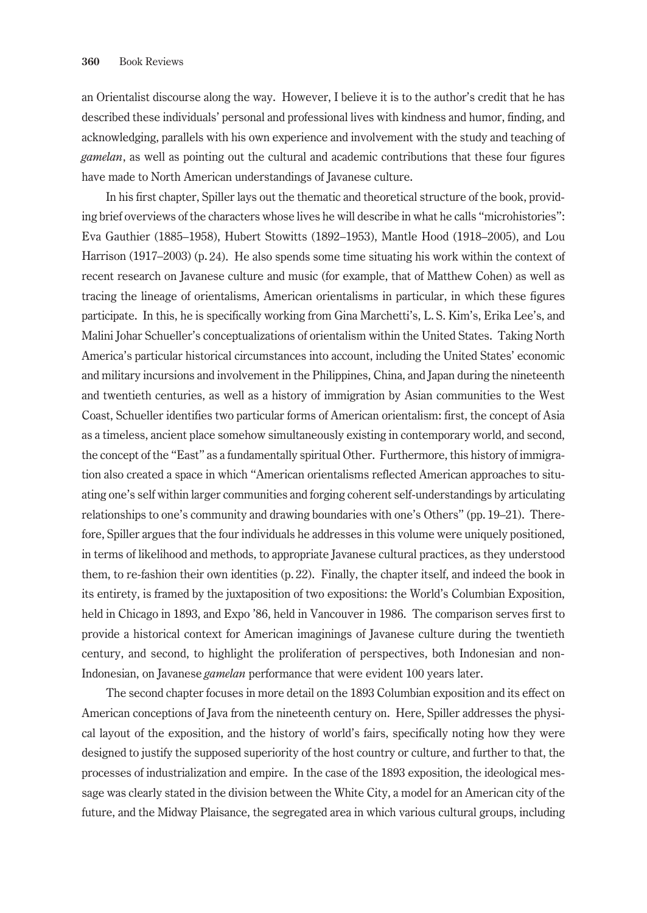an Orientalist discourse along the way. However, I believe it is to the author's credit that he has described these individuals' personal and professional lives with kindness and humor, finding, and acknowledging, parallels with his own experience and involvement with the study and teaching of *gamelan*, as well as pointing out the cultural and academic contributions that these four figures have made to North American understandings of Javanese culture.

In his first chapter, Spiller lays out the thematic and theoretical structure of the book, providing brief overviews of the characters whose lives he will describe in what he calls "microhistories": Eva Gauthier (1885–1958), Hubert Stowitts (1892–1953), Mantle Hood (1918–2005), and Lou Harrison (1917–2003) (p. 24). He also spends some time situating his work within the context of recent research on Javanese culture and music (for example, that of Matthew Cohen) as well as tracing the lineage of orientalisms, American orientalisms in particular, in which these figures participate. In this, he is specifically working from Gina Marchetti's, L. S. Kim's, Erika Lee's, and Malini Johar Schueller's conceptualizations of orientalism within the United States. Taking North America's particular historical circumstances into account, including the United States' economic and military incursions and involvement in the Philippines, China, and Japan during the nineteenth and twentieth centuries, as well as a history of immigration by Asian communities to the West Coast, Schueller identifies two particular forms of American orientalism: first, the concept of Asia as a timeless, ancient place somehow simultaneously existing in contemporary world, and second, the concept of the "East" as a fundamentally spiritual Other. Furthermore, this history of immigration also created a space in which "American orientalisms reflected American approaches to situating one's self within larger communities and forging coherent self-understandings by articulating relationships to one's community and drawing boundaries with one's Others" (pp. 19–21). Therefore, Spiller argues that the four individuals he addresses in this volume were uniquely positioned, in terms of likelihood and methods, to appropriate Javanese cultural practices, as they understood them, to re-fashion their own identities (p. 22). Finally, the chapter itself, and indeed the book in its entirety, is framed by the juxtaposition of two expositions: the World's Columbian Exposition, held in Chicago in 1893, and Expo '86, held in Vancouver in 1986. The comparison serves first to provide a historical context for American imaginings of Javanese culture during the twentieth century, and second, to highlight the proliferation of perspectives, both Indonesian and non-Indonesian, on Javanese *gamelan* performance that were evident 100 years later.

The second chapter focuses in more detail on the 1893 Columbian exposition and its effect on American conceptions of Java from the nineteenth century on. Here, Spiller addresses the physical layout of the exposition, and the history of world's fairs, specifically noting how they were designed to justify the supposed superiority of the host country or culture, and further to that, the processes of industrialization and empire. In the case of the 1893 exposition, the ideological message was clearly stated in the division between the White City, a model for an American city of the future, and the Midway Plaisance, the segregated area in which various cultural groups, including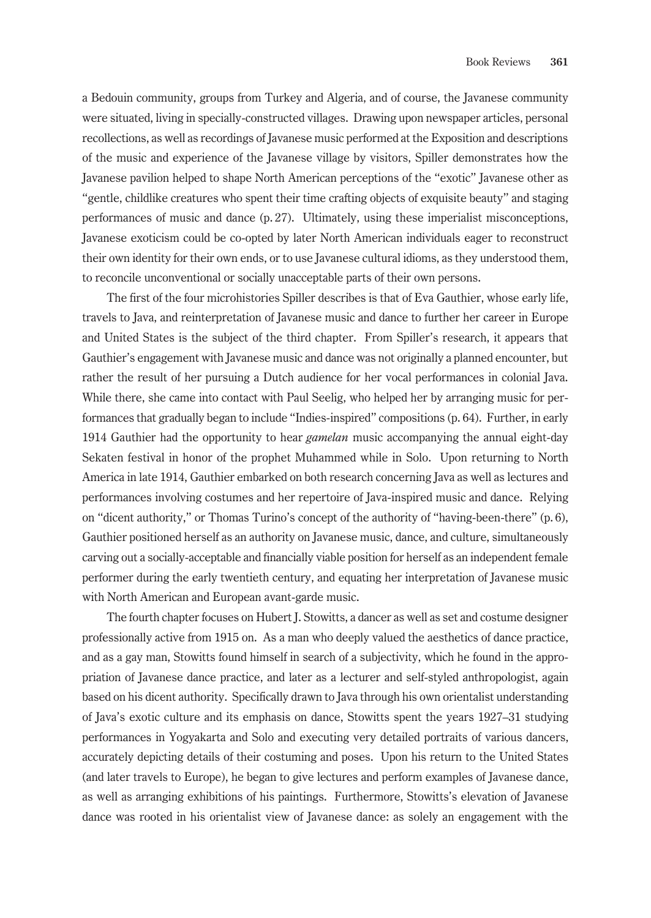a Bedouin community, groups from Turkey and Algeria, and of course, the Javanese community were situated, living in specially-constructed villages. Drawing upon newspaper articles, personal recollections, as well as recordings of Javanese music performed at the Exposition and descriptions of the music and experience of the Javanese village by visitors, Spiller demonstrates how the Javanese pavilion helped to shape North American perceptions of the "exotic" Javanese other as "gentle, childlike creatures who spent their time crafting objects of exquisite beauty" and staging performances of music and dance (p. 27). Ultimately, using these imperialist misconceptions, Javanese exoticism could be co-opted by later North American individuals eager to reconstruct their own identity for their own ends, or to use Javanese cultural idioms, as they understood them, to reconcile unconventional or socially unacceptable parts of their own persons.

The first of the four microhistories Spiller describes is that of Eva Gauthier, whose early life, travels to Java, and reinterpretation of Javanese music and dance to further her career in Europe and United States is the subject of the third chapter. From Spiller's research, it appears that Gauthier's engagement with Javanese music and dance was not originally a planned encounter, but rather the result of her pursuing a Dutch audience for her vocal performances in colonial Java. While there, she came into contact with Paul Seelig, who helped her by arranging music for performances that gradually began to include "Indies-inspired" compositions (p. 64). Further, in early 1914 Gauthier had the opportunity to hear *gamelan* music accompanying the annual eight-day Sekaten festival in honor of the prophet Muhammed while in Solo. Upon returning to North America in late 1914, Gauthier embarked on both research concerning Java as well as lectures and performances involving costumes and her repertoire of Java-inspired music and dance. Relying on "dicent authority," or Thomas Turino's concept of the authority of "having-been-there" (p. 6), Gauthier positioned herself as an authority on Javanese music, dance, and culture, simultaneously carving out a socially-acceptable and financially viable position for herself as an independent female performer during the early twentieth century, and equating her interpretation of Javanese music with North American and European avant-garde music.

The fourth chapter focuses on Hubert J. Stowitts, a dancer as well as set and costume designer professionally active from 1915 on. As a man who deeply valued the aesthetics of dance practice, and as a gay man, Stowitts found himself in search of a subjectivity, which he found in the appropriation of Javanese dance practice, and later as a lecturer and self-styled anthropologist, again based on his dicent authority. Specifically drawn to Java through his own orientalist understanding of Java's exotic culture and its emphasis on dance, Stowitts spent the years 1927–31 studying performances in Yogyakarta and Solo and executing very detailed portraits of various dancers, accurately depicting details of their costuming and poses. Upon his return to the United States (and later travels to Europe), he began to give lectures and perform examples of Javanese dance, as well as arranging exhibitions of his paintings. Furthermore, Stowitts's elevation of Javanese dance was rooted in his orientalist view of Javanese dance: as solely an engagement with the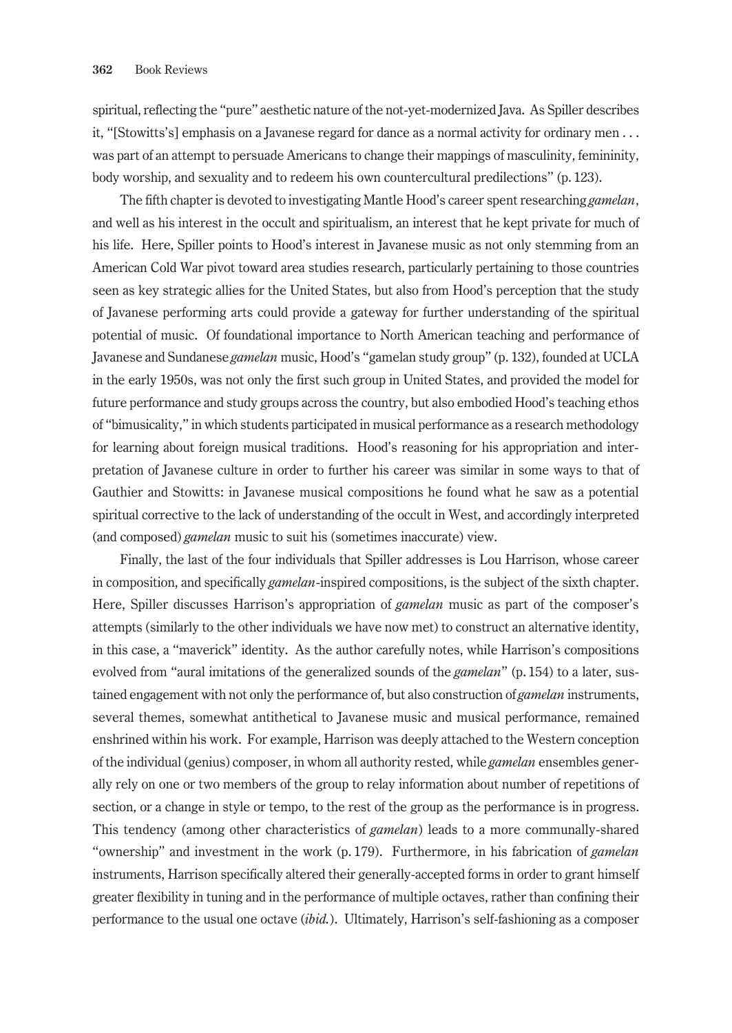spiritual, reflecting the "pure" aesthetic nature of the not-yet-modernized Java. As Spiller describes it, "[Stowitts's] emphasis on a Javanese regard for dance as a normal activity for ordinary men . . . was part of an attempt to persuade Americans to change their mappings of masculinity, femininity, body worship, and sexuality and to redeem his own countercultural predilections" (p. 123).

The fifth chapter is devoted to investigating Mantle Hood's career spent researching *gamelan*, and well as his interest in the occult and spiritualism, an interest that he kept private for much of his life. Here, Spiller points to Hood's interest in Javanese music as not only stemming from an American Cold War pivot toward area studies research, particularly pertaining to those countries seen as key strategic allies for the United States, but also from Hood's perception that the study of Javanese performing arts could provide a gateway for further understanding of the spiritual potential of music. Of foundational importance to North American teaching and performance of Javanese and Sundanese *gamelan* music, Hood's "gamelan study group" (p. 132), founded at UCLA in the early 1950s, was not only the first such group in United States, and provided the model for future performance and study groups across the country, but also embodied Hood's teaching ethos of "bimusicality," in which students participated in musical performance as a research methodology for learning about foreign musical traditions. Hood's reasoning for his appropriation and interpretation of Javanese culture in order to further his career was similar in some ways to that of Gauthier and Stowitts: in Javanese musical compositions he found what he saw as a potential spiritual corrective to the lack of understanding of the occult in West, and accordingly interpreted (and composed) *gamelan* music to suit his (sometimes inaccurate) view.

Finally, the last of the four individuals that Spiller addresses is Lou Harrison, whose career in composition, and specifically *gamelan*-inspired compositions, is the subject of the sixth chapter. Here, Spiller discusses Harrison's appropriation of *gamelan* music as part of the composer's attempts (similarly to the other individuals we have now met) to construct an alternative identity, in this case, a "maverick" identity. As the author carefully notes, while Harrison's compositions evolved from "aural imitations of the generalized sounds of the *gamelan*" (p. 154) to a later, sustained engagement with not only the performance of, but also construction of *gamelan* instruments, several themes, somewhat antithetical to Javanese music and musical performance, remained enshrined within his work. For example, Harrison was deeply attached to the Western conception of the individual (genius) composer, in whom all authority rested, while *gamelan* ensembles generally rely on one or two members of the group to relay information about number of repetitions of section, or a change in style or tempo, to the rest of the group as the performance is in progress. This tendency (among other characteristics of *gamelan*) leads to a more communally-shared "ownership" and investment in the work (p. 179). Furthermore, in his fabrication of *gamelan* instruments, Harrison specifically altered their generally-accepted forms in order to grant himself greater flexibility in tuning and in the performance of multiple octaves, rather than confining their performance to the usual one octave (*ibid.*). Ultimately, Harrison's self-fashioning as a composer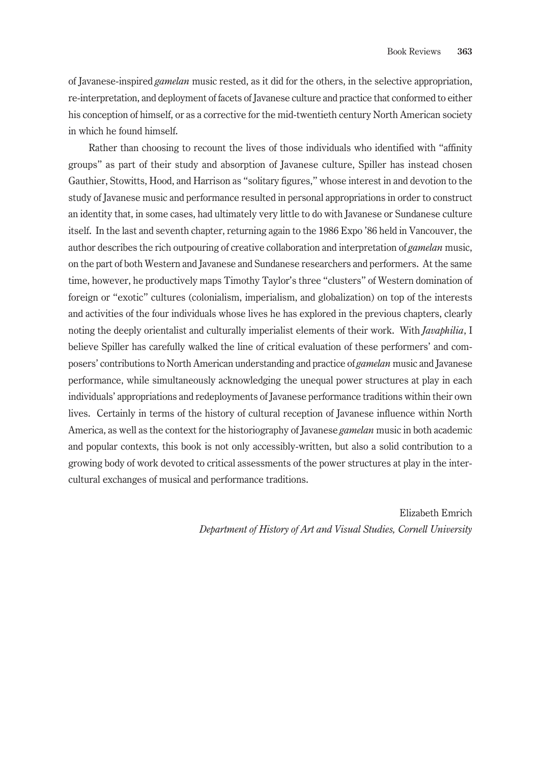of Javanese-inspired *gamelan* music rested, as it did for the others, in the selective appropriation, re-interpretation, and deployment of facets of Javanese culture and practice that conformed to either his conception of himself, or as a corrective for the mid-twentieth century North American society in which he found himself.

Rather than choosing to recount the lives of those individuals who identified with "affinity groups" as part of their study and absorption of Javanese culture, Spiller has instead chosen Gauthier, Stowitts, Hood, and Harrison as "solitary figures," whose interest in and devotion to the study of Javanese music and performance resulted in personal appropriations in order to construct an identity that, in some cases, had ultimately very little to do with Javanese or Sundanese culture itself. In the last and seventh chapter, returning again to the 1986 Expo '86 held in Vancouver, the author describes the rich outpouring of creative collaboration and interpretation of *gamelan* music, on the part of both Western and Javanese and Sundanese researchers and performers. At the same time, however, he productively maps Timothy Taylor's three "clusters" of Western domination of foreign or "exotic" cultures (colonialism, imperialism, and globalization) on top of the interests and activities of the four individuals whose lives he has explored in the previous chapters, clearly noting the deeply orientalist and culturally imperialist elements of their work. With *Javaphilia*, I believe Spiller has carefully walked the line of critical evaluation of these performers' and composers' contributions to North American understanding and practice of *gamelan* music and Javanese performance, while simultaneously acknowledging the unequal power structures at play in each individuals' appropriations and redeployments of Javanese performance traditions within their own lives. Certainly in terms of the history of cultural reception of Javanese influence within North America, as well as the context for the historiography of Javanese *gamelan* music in both academic and popular contexts, this book is not only accessibly-written, but also a solid contribution to a growing body of work devoted to critical assessments of the power structures at play in the intercultural exchanges of musical and performance traditions.

Elizabeth Emrich
*Department of History of Art and Visual Studies, Cornell University*